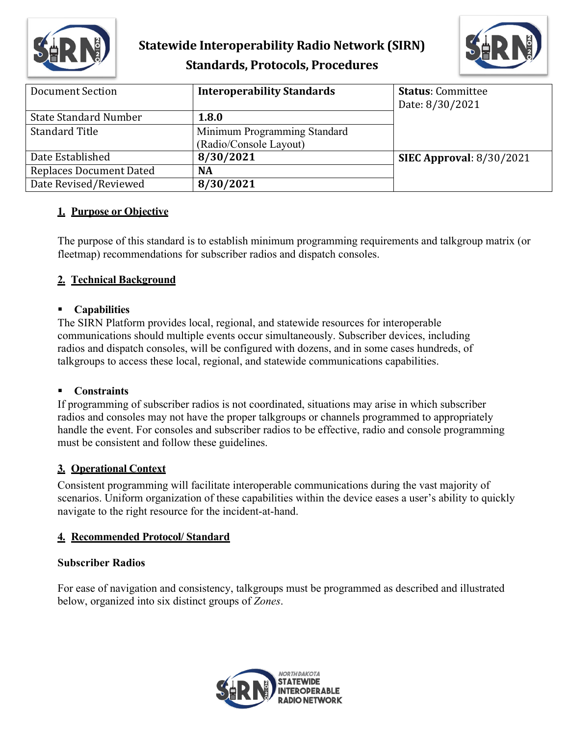# Statewide Interoperability Radio Network (SIRN)
## Standards, Protocols, Procedures

| | | |
|---|---|---|
| Document Section | **Interoperability Standards** | **Status**: Committee<br>Date: 8/30/2021 |
| State Standard Number | **1.8.0** | |
| Standard Title | Minimum Programming Standard (Radio/Console Layout) | |
| Date Established | **8/30/2021** | **SIEC Approval**: 8/30/2021 |
| Replaces Document Dated | **NA** | |
| Date Revised/Reviewed | **8/30/2021** | |

### 1. Purpose or Objective

The purpose of this standard is to establish minimum programming requirements and talkgroup matrix (or fleetmap) recommendations for subscriber radios and dispatch consoles.

### 2. Technical Background

- **Capabilities**

The SIRN Platform provides local, regional, and statewide resources for interoperable communications should multiple events occur simultaneously. Subscriber devices, including radios and dispatch consoles, will be configured with dozens, and in some cases hundreds, of talkgroups to access these local, regional, and statewide communications capabilities.

- **Constraints**

If programming of subscriber radios is not coordinated, situations may arise in which subscriber radios and consoles may not have the proper talkgroups or channels programmed to appropriately handle the event. For consoles and subscriber radios to be effective, radio and console programming must be consistent and follow these guidelines.

### 3. Operational Context

Consistent programming will facilitate interoperable communications during the vast majority of scenarios. Uniform organization of these capabilities within the device eases a user's ability to quickly navigate to the right resource for the incident-at-hand.

### 4. Recommended Protocol/ Standard

**Subscriber Radios**

For ease of navigation and consistency, talkgroups must be programmed as described and illustrated below, organized into six distinct groups of *Zones*.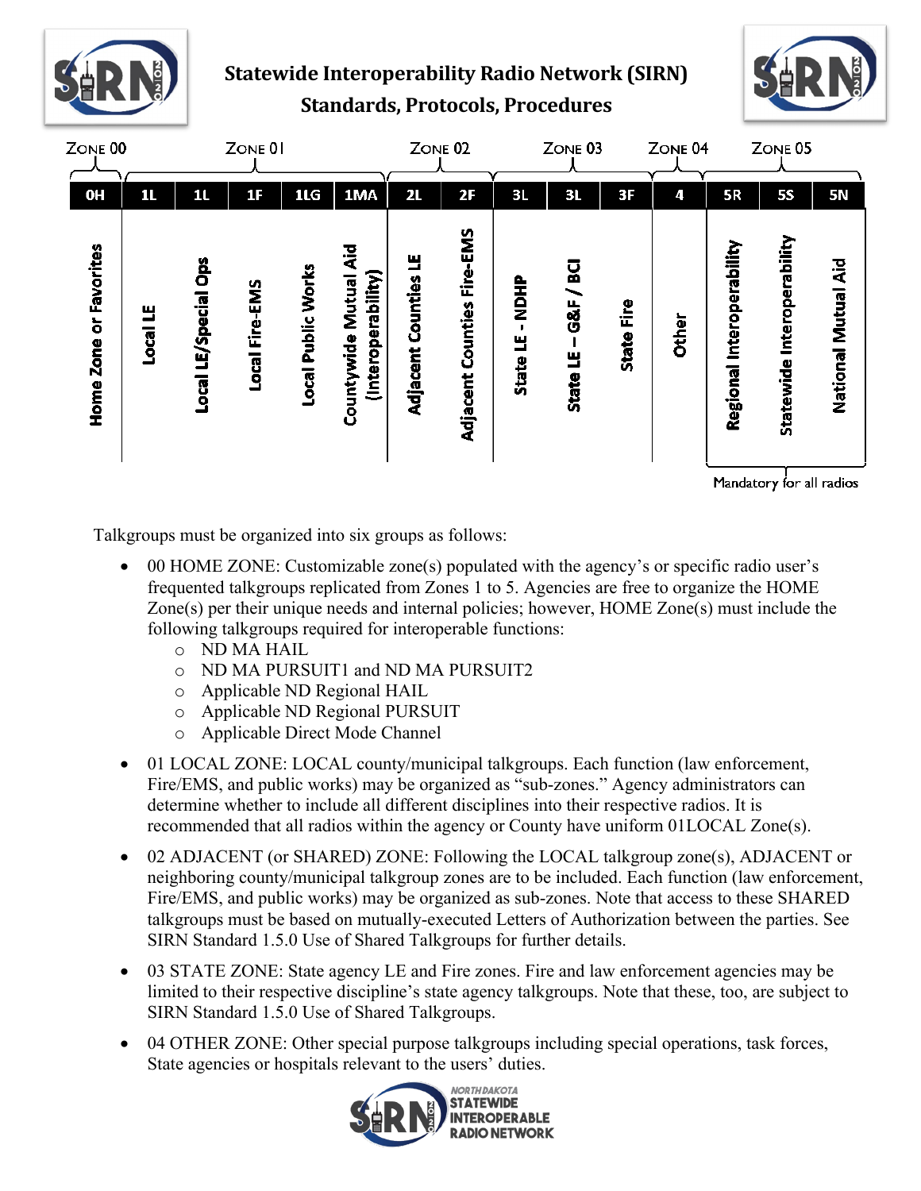| Zone | Code | Talkgroups |
|---|---|---|
| Zone 00 | 0H | Home Zone or Favorites |
| Zone 01 | 1L | Local LE |
| | 1L | Local LE/Special Ops |
| | 1F | Local Fire-EMS |
| | 1LG | Local Public Works |
| | 1MA | Countywide Mutual Aid (Interoperability) |
| Zone 02 | 2L | Adjacent Counties LE |
| | 2F | Adjacent Counties Fire-EMS |
| Zone 03 | 3L | State LE - NDHP |
| | 3L | State LE – G&F / BCI |
| | 3F | State Fire |
| Zone 04 | 4 | Other |
| Zone 05 | 5R | Regional Interoperability |
| | 5S | Statewide Interoperability |
| | 5N | National Mutual Aid |

Zone 05: Mandatory for all radios

Talkgroups must be organized into six groups as follows:

- 00 HOME ZONE: Customizable zone(s) populated with the agency's or specific radio user's frequented talkgroups replicated from Zones 1 to 5. Agencies are free to organize the HOME Zone(s) per their unique needs and internal policies; however, HOME Zone(s) must include the following talkgroups required for interoperable functions:
  - ND MA HAIL
  - ND MA PURSUIT1 and ND MA PURSUIT2
  - Applicable ND Regional HAIL
  - Applicable ND Regional PURSUIT
  - Applicable Direct Mode Channel
- 01 LOCAL ZONE: LOCAL county/municipal talkgroups. Each function (law enforcement, Fire/EMS, and public works) may be organized as "sub-zones." Agency administrators can determine whether to include all different disciplines into their respective radios. It is recommended that all radios within the agency or County have uniform 01LOCAL Zone(s).
- 02 ADJACENT (or SHARED) ZONE: Following the LOCAL talkgroup zone(s), ADJACENT or neighboring county/municipal talkgroup zones are to be included. Each function (law enforcement, Fire/EMS, and public works) may be organized as sub-zones. Note that access to these SHARED talkgroups must be based on mutually-executed Letters of Authorization between the parties. See SIRN Standard 1.5.0 Use of Shared Talkgroups for further details.
- 03 STATE ZONE: State agency LE and Fire zones. Fire and law enforcement agencies may be limited to their respective discipline's state agency talkgroups. Note that these, too, are subject to SIRN Standard 1.5.0 Use of Shared Talkgroups.
- 04 OTHER ZONE: Other special purpose talkgroups including special operations, task forces, State agencies or hospitals relevant to the users' duties.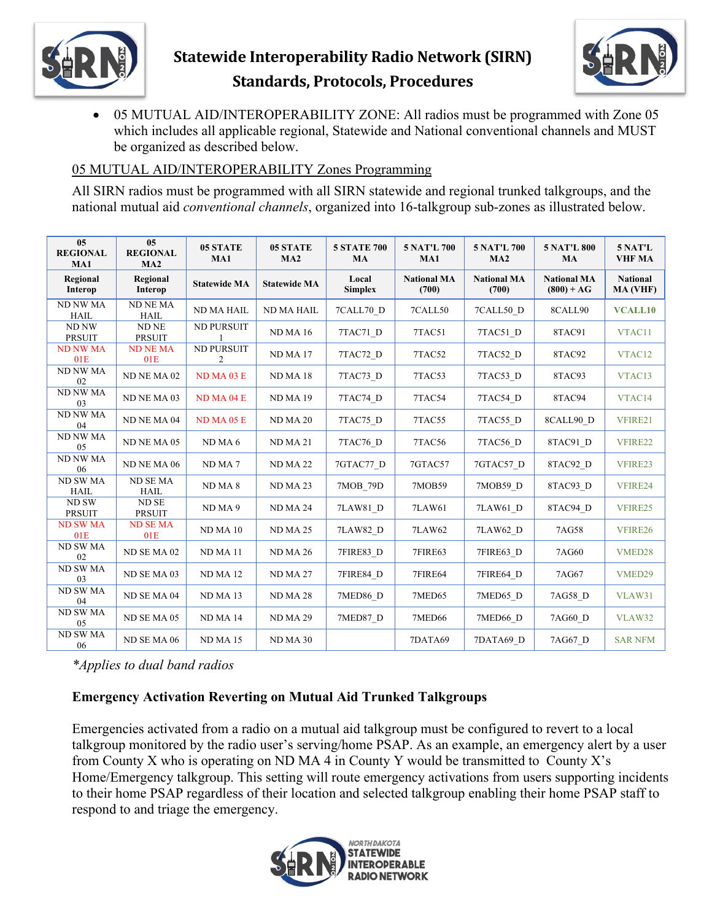- 05 MUTUAL AID/INTEROPERABILITY ZONE: All radios must be programmed with Zone 05 which includes all applicable regional, Statewide and National conventional channels and MUST be organized as described below.

<u>05 MUTUAL AID/INTEROPERABILITY Zones Programming</u>

All SIRN radios must be programmed with all SIRN statewide and regional trunked talkgroups, and the national mutual aid *conventional channels*, organized into 16-talkgroup sub-zones as illustrated below.

| 05 REGIONAL MA1 | 05 REGIONAL MA2 | 05 STATE MA1 | 05 STATE MA2 | 5 STATE 700 MA | 5 NAT'L 700 MA1 | 5 NAT'L 700 MA2 | 5 NAT'L 800 MA | 5 NAT'L VHF MA |
|---|---|---|---|---|---|---|---|---|
| **Regional Interop** | **Regional Interop** | **Statewide MA** | **Statewide MA** | **Local Simplex** | **National MA (700)** | **National MA (700)** | **National MA (800) + AG** | **National MA (VHF)** |
| ND NW MA HAIL | ND NE MA HAIL | ND MA HAIL | ND MA HAIL | 7CALL70_D | 7CALL50 | 7CALL50_D | 8CALL90 | **VCALL10** |
| ND NW PRSUIT | ND NE PRSUIT | ND PURSUIT 1 | ND MA 16 | 7TAC71_D | 7TAC51 | 7TAC51_D | 8TAC91 | VTAC11 |
| ND NW MA 01E | ND NE MA 01E | ND PURSUIT 2 | ND MA 17 | 7TAC72_D | 7TAC52 | 7TAC52_D | 8TAC92 | VTAC12 |
| ND NW MA 02 | ND NE MA 02 | ND MA 03 E | ND MA 18 | 7TAC73_D | 7TAC53 | 7TAC53_D | 8TAC93 | VTAC13 |
| ND NW MA 03 | ND NE MA 03 | ND MA 04 E | ND MA 19 | 7TAC74_D | 7TAC54 | 7TAC54_D | 8TAC94 | VTAC14 |
| ND NW MA 04 | ND NE MA 04 | ND MA 05 E | ND MA 20 | 7TAC75_D | 7TAC55 | 7TAC55_D | 8CALL90_D | VFIRE21 |
| ND NW MA 05 | ND NE MA 05 | ND MA 6 | ND MA 21 | 7TAC76_D | 7TAC56 | 7TAC56_D | 8TAC91_D | VFIRE22 |
| ND NW MA 06 | ND NE MA 06 | ND MA 7 | ND MA 22 | 7GTAC77_D | 7GTAC57 | 7GTAC57_D | 8TAC92_D | VFIRE23 |
| ND SW MA HAIL | ND SE MA HAIL | ND MA 8 | ND MA 23 | 7MOB_79D | 7MOB59 | 7MOB59_D | 8TAC93_D | VFIRE24 |
| ND SW PRSUIT | ND SE PRSUIT | ND MA 9 | ND MA 24 | 7LAW81_D | 7LAW61 | 7LAW61_D | 8TAC94_D | VFIRE25 |
| ND SW MA 01E | ND SE MA 01E | ND MA 10 | ND MA 25 | 7LAW82_D | 7LAW62 | 7LAW62_D | 7AG58 | VFIRE26 |
| ND SW MA 02 | ND SE MA 02 | ND MA 11 | ND MA 26 | 7FIRE83_D | 7FIRE63 | 7FIRE63_D | 7AG60 | VMED28 |
| ND SW MA 03 | ND SE MA 03 | ND MA 12 | ND MA 27 | 7FIRE84_D | 7FIRE64 | 7FIRE64_D | 7AG67 | VMED29 |
| ND SW MA 04 | ND SE MA 04 | ND MA 13 | ND MA 28 | 7MED86_D | 7MED65 | 7MED65_D | 7AG58_D | VLAW31 |
| ND SW MA 05 | ND SE MA 05 | ND MA 14 | ND MA 29 | 7MED87_D | 7MED66 | 7MED66_D | 7AG60_D | VLAW32 |
| ND SW MA 06 | ND SE MA 06 | ND MA 15 | ND MA 30 | | 7DATA69 | 7DATA69_D | 7AG67_D | SAR NFM |

*\*Applies to dual band radios*

**Emergency Activation Reverting on Mutual Aid Trunked Talkgroups**

Emergencies activated from a radio on a mutual aid talkgroup must be configured to revert to a local talkgroup monitored by the radio user's serving/home PSAP. As an example, an emergency alert by a user from County X who is operating on ND MA 4 in County Y would be transmitted to County X's Home/Emergency talkgroup. This setting will route emergency activations from users supporting incidents to their home PSAP regardless of their location and selected talkgroup enabling their home PSAP staff to respond to and triage the emergency.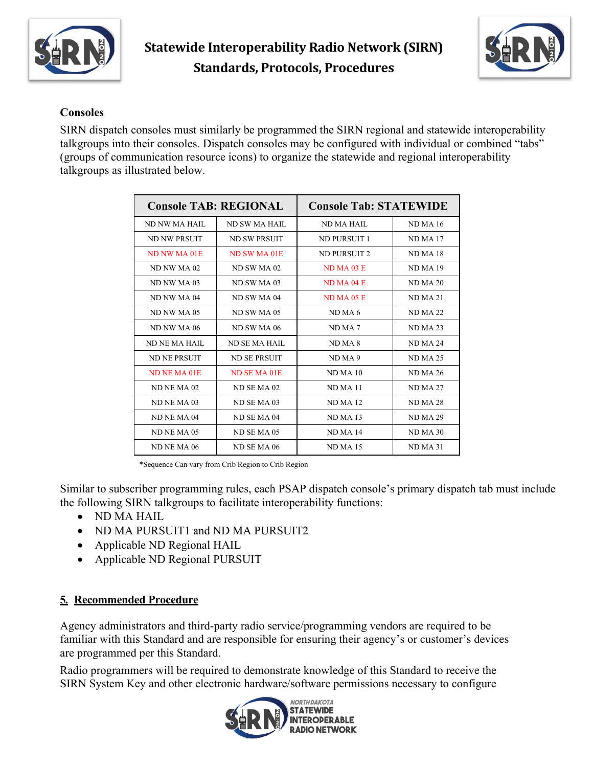**Consoles**

SIRN dispatch consoles must similarly be programmed the SIRN regional and statewide interoperability talkgroups into their consoles. Dispatch consoles may be configured with individual or combined "tabs" (groups of communication resource icons) to organize the statewide and regional interoperability talkgroups as illustrated below.

| Console TAB: REGIONAL | | Console Tab: STATEWIDE | |
|---|---|---|---|
| ND NW MA HAIL | ND SW MA HAIL | ND MA HAIL | ND MA 16 |
| ND NW PRSUIT | ND SW PRSUIT | ND PURSUIT 1 | ND MA 17 |
| ND NW MA 01E | ND SW MA 01E | ND PURSUIT 2 | ND MA 18 |
| ND NW MA 02 | ND SW MA 02 | ND MA 03 E | ND MA 19 |
| ND NW MA 03 | ND SW MA 03 | ND MA 04 E | ND MA 20 |
| ND NW MA 04 | ND SW MA 04 | ND MA 05 E | ND MA 21 |
| ND NW MA 05 | ND SW MA 05 | ND MA 6 | ND MA 22 |
| ND NW MA 06 | ND SW MA 06 | ND MA 7 | ND MA 23 |
| ND NE MA HAIL | ND SE MA HAIL | ND MA 8 | ND MA 24 |
| ND NE PRSUIT | ND SE PRSUIT | ND MA 9 | ND MA 25 |
| ND NE MA 01E | ND SE MA 01E | ND MA 10 | ND MA 26 |
| ND NE MA 02 | ND SE MA 02 | ND MA 11 | ND MA 27 |
| ND NE MA 03 | ND SE MA 03 | ND MA 12 | ND MA 28 |
| ND NE MA 04 | ND SE MA 04 | ND MA 13 | ND MA 29 |
| ND NE MA 05 | ND SE MA 05 | ND MA 14 | ND MA 30 |
| ND NE MA 06 | ND SE MA 06 | ND MA 15 | ND MA 31 |

*Sequence Can vary from Crib Region to Crib Region

Similar to subscriber programming rules, each PSAP dispatch console's primary dispatch tab must include the following SIRN talkgroups to facilitate interoperability functions:

- ND MA HAIL
- ND MA PURSUIT1 and ND MA PURSUIT2
- Applicable ND Regional HAIL
- Applicable ND Regional PURSUIT

## 5. Recommended Procedure

Agency administrators and third-party radio service/programming vendors are required to be familiar with this Standard and are responsible for ensuring their agency's or customer's devices are programmed per this Standard.

Radio programmers will be required to demonstrate knowledge of this Standard to receive the SIRN System Key and other electronic hardware/software permissions necessary to configure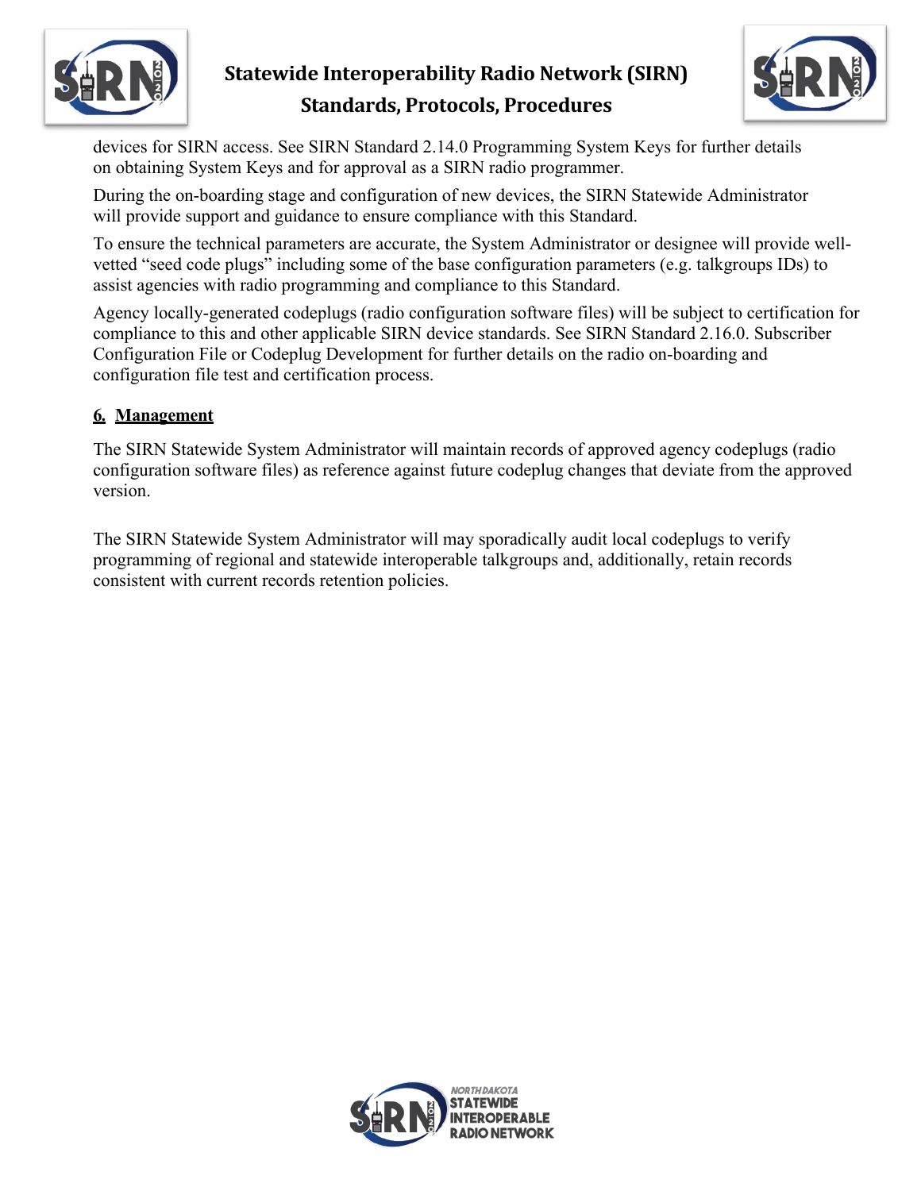devices for SIRN access. See SIRN Standard 2.14.0 Programming System Keys for further details on obtaining System Keys and for approval as a SIRN radio programmer.

During the on-boarding stage and configuration of new devices, the SIRN Statewide Administrator will provide support and guidance to ensure compliance with this Standard.

To ensure the technical parameters are accurate, the System Administrator or designee will provide well-vetted "seed code plugs" including some of the base configuration parameters (e.g. talkgroups IDs) to assist agencies with radio programming and compliance to this Standard.

Agency locally-generated codeplugs (radio configuration software files) will be subject to certification for compliance to this and other applicable SIRN device standards. See SIRN Standard 2.16.0. Subscriber Configuration File or Codeplug Development for further details on the radio on-boarding and configuration file test and certification process.

## 6. Management

The SIRN Statewide System Administrator will maintain records of approved agency codeplugs (radio configuration software files) as reference against future codeplug changes that deviate from the approved version.

The SIRN Statewide System Administrator will may sporadically audit local codeplugs to verify programming of regional and statewide interoperable talkgroups and, additionally, retain records consistent with current records retention policies.